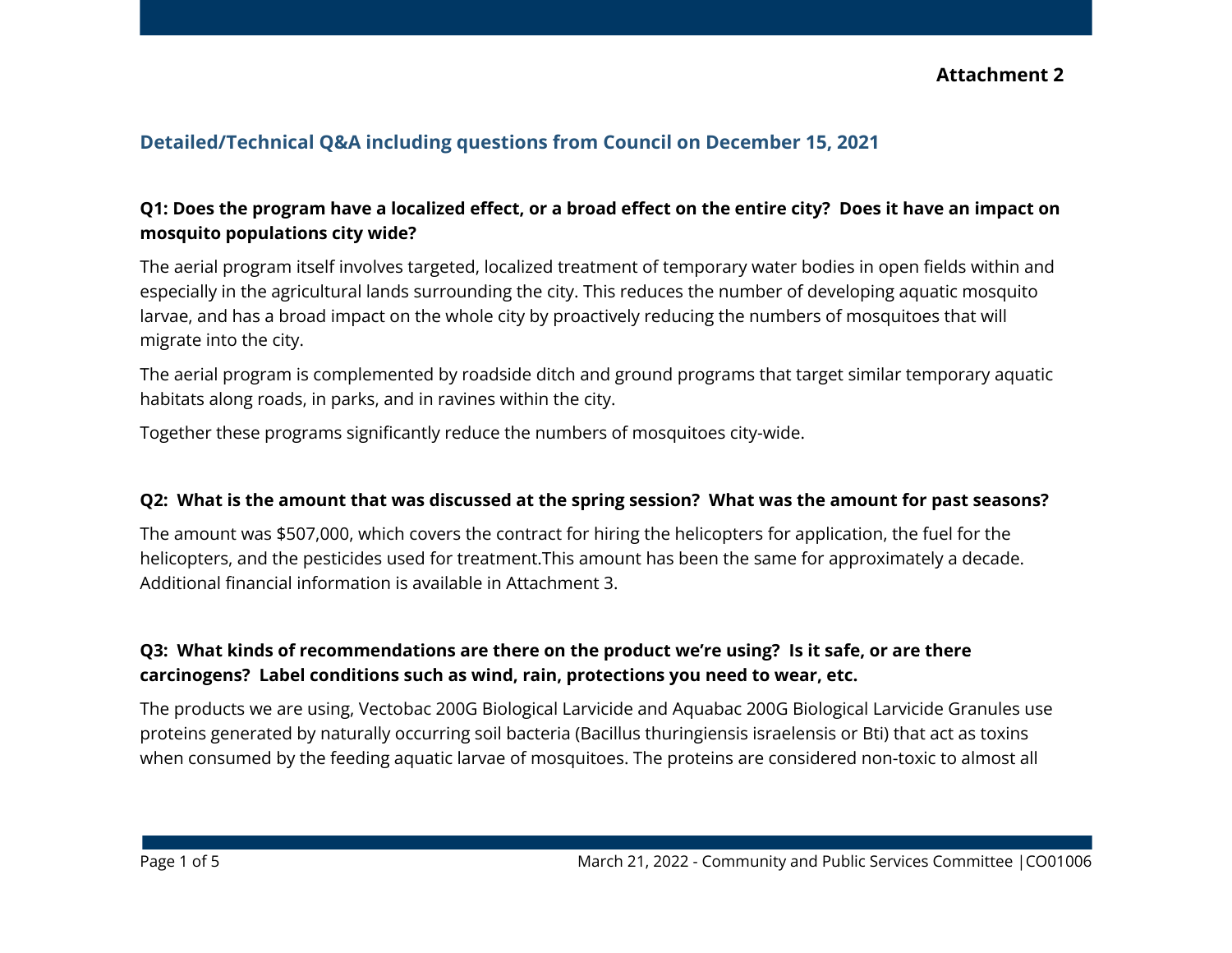**Attachment 2**

## Detailed/Technical Q&A including questions from Council on December 15, 2021

### Q1: Does the program have a localized effect, or a broad effect on the entire city? Does it have an impact on mosquito populations city wide?

The aerial program itself involves targeted, localized treatment of temporary water bodies in open fields within and especially in the agricultural lands surrounding the city. This reduces the number of developing aquatic mosquito larvae, and has a broad impact on the whole city by proactively reducing the numbers of mosquitoes that will migrate into the city.

The aerial program is complemented by roadside ditch and ground programs that target similar temporary aquatic habitats along roads, in parks, and in ravines within the city.

Together these programs significantly reduce the numbers of mosquitoes city-wide.

### Q2: What is the amount that was discussed at the spring session? What was the amount for past seasons?

The amount was $507,000, which covers the contract for hiring the helicopters for application, the fuel for the helicopters, and the pesticides used for treatment.This amount has been the same for approximately a decade. Additional financial information is available in Attachment 3.

### Q3: What kinds of recommendations are there on the product we're using? Is it safe, or are there carcinogens? Label conditions such as wind, rain, protections you need to wear, etc.

The products we are using, Vectobac 200G Biological Larvicide and Aquabac 200G Biological Larvicide Granules use proteins generated by naturally occurring soil bacteria (Bacillus thuringiensis israelensis or Bti) that act as toxins when consumed by the feeding aquatic larvae of mosquitoes. The proteins are considered non-toxic to almost all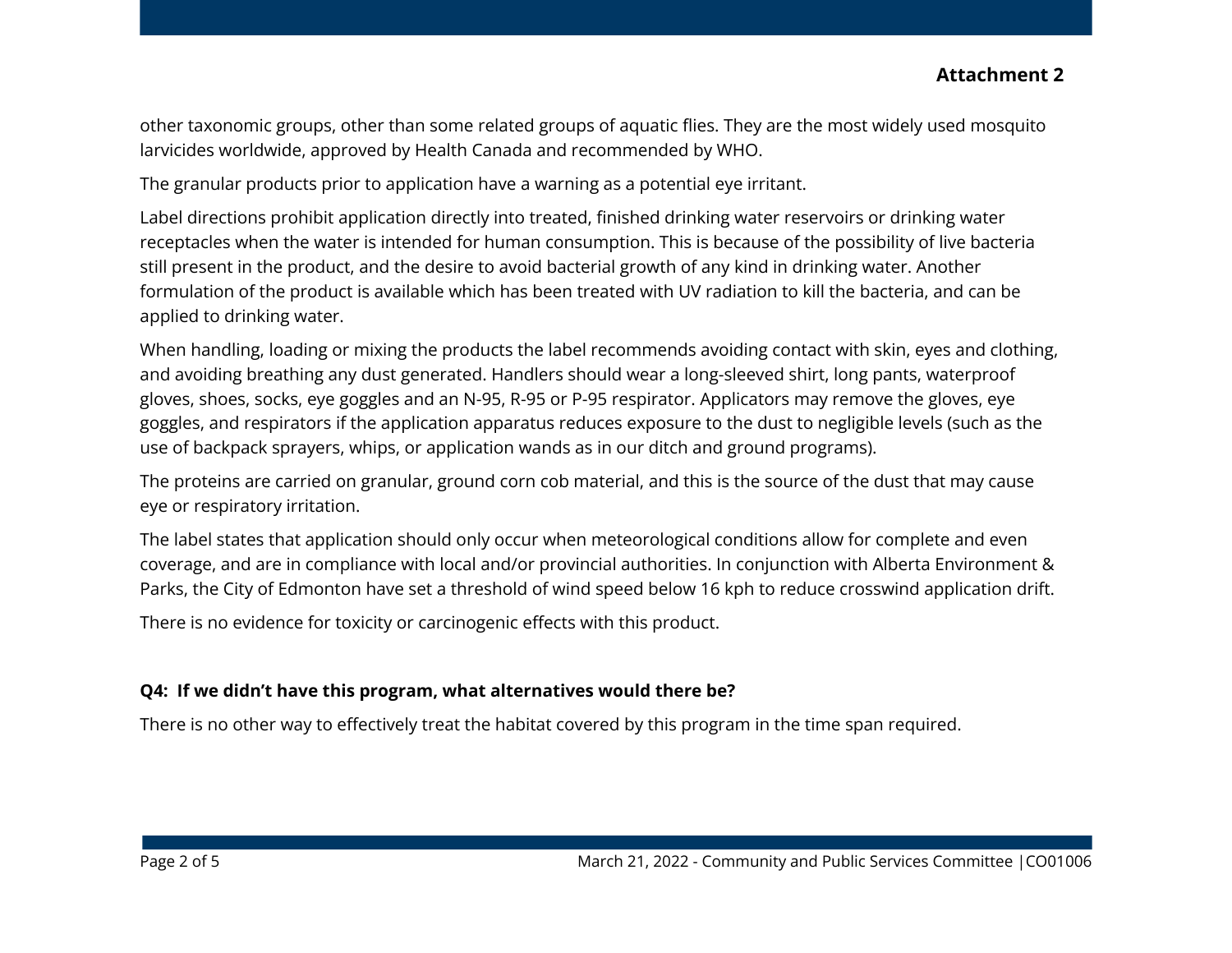other taxonomic groups, other than some related groups of aquatic flies. They are the most widely used mosquito larvicides worldwide, approved by Health Canada and recommended by WHO.

The granular products prior to application have a warning as a potential eye irritant.

Label directions prohibit application directly into treated, finished drinking water reservoirs or drinking water receptacles when the water is intended for human consumption. This is because of the possibility of live bacteria still present in the product, and the desire to avoid bacterial growth of any kind in drinking water. Another formulation of the product is available which has been treated with UV radiation to kill the bacteria, and can be applied to drinking water.

When handling, loading or mixing the products the label recommends avoiding contact with skin, eyes and clothing, and avoiding breathing any dust generated. Handlers should wear a long-sleeved shirt, long pants, waterproof gloves, shoes, socks, eye goggles and an N-95, R-95 or P-95 respirator. Applicators may remove the gloves, eye goggles, and respirators if the application apparatus reduces exposure to the dust to negligible levels (such as the use of backpack sprayers, whips, or application wands as in our ditch and ground programs).

The proteins are carried on granular, ground corn cob material, and this is the source of the dust that may cause eye or respiratory irritation.

The label states that application should only occur when meteorological conditions allow for complete and even coverage, and are in compliance with local and/or provincial authorities. In conjunction with Alberta Environment & Parks, the City of Edmonton have set a threshold of wind speed below 16 kph to reduce crosswind application drift.

There is no evidence for toxicity or carcinogenic effects with this product.

**Q4: If we didn't have this program, what alternatives would there be?**

There is no other way to effectively treat the habitat covered by this program in the time span required.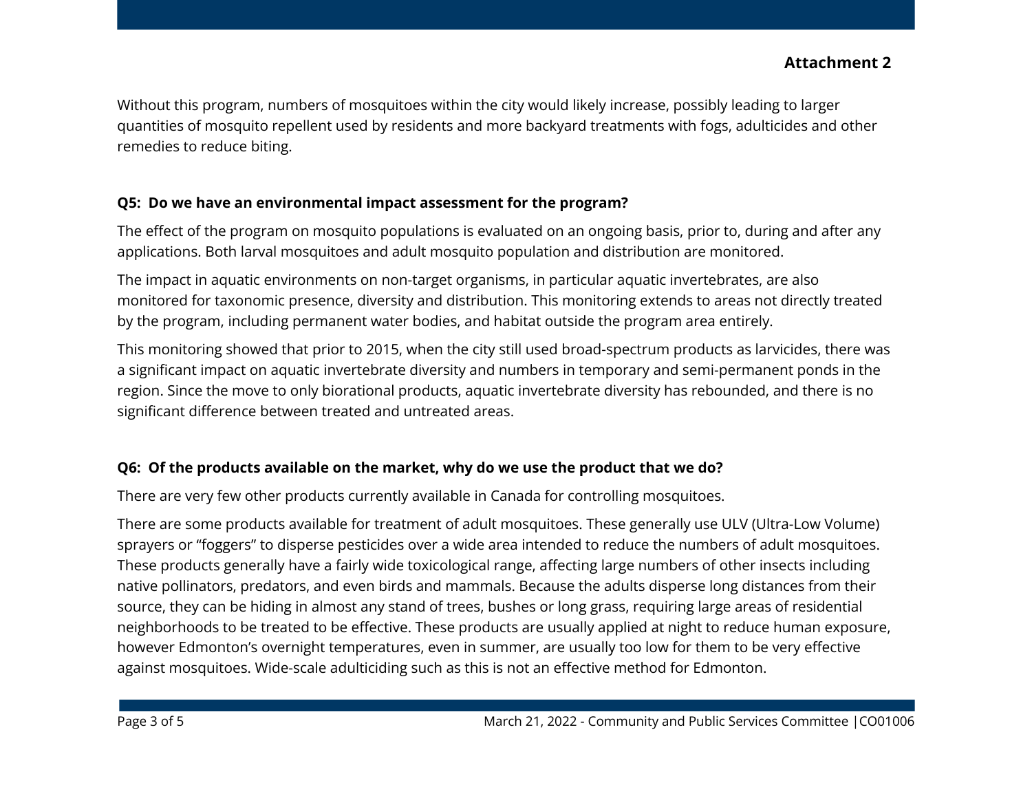Without this program, numbers of mosquitoes within the city would likely increase, possibly leading to larger quantities of mosquito repellent used by residents and more backyard treatments with fogs, adulticides and other remedies to reduce biting.

**Q5: Do we have an environmental impact assessment for the program?**

The effect of the program on mosquito populations is evaluated on an ongoing basis, prior to, during and after any applications. Both larval mosquitoes and adult mosquito population and distribution are monitored.

The impact in aquatic environments on non-target organisms, in particular aquatic invertebrates, are also monitored for taxonomic presence, diversity and distribution. This monitoring extends to areas not directly treated by the program, including permanent water bodies, and habitat outside the program area entirely.

This monitoring showed that prior to 2015, when the city still used broad-spectrum products as larvicides, there was a significant impact on aquatic invertebrate diversity and numbers in temporary and semi-permanent ponds in the region. Since the move to only biorational products, aquatic invertebrate diversity has rebounded, and there is no significant difference between treated and untreated areas.

**Q6: Of the products available on the market, why do we use the product that we do?**

There are very few other products currently available in Canada for controlling mosquitoes.

There are some products available for treatment of adult mosquitoes. These generally use ULV (Ultra-Low Volume) sprayers or "foggers" to disperse pesticides over a wide area intended to reduce the numbers of adult mosquitoes. These products generally have a fairly wide toxicological range, affecting large numbers of other insects including native pollinators, predators, and even birds and mammals. Because the adults disperse long distances from their source, they can be hiding in almost any stand of trees, bushes or long grass, requiring large areas of residential neighborhoods to be treated to be effective. These products are usually applied at night to reduce human exposure, however Edmonton's overnight temperatures, even in summer, are usually too low for them to be very effective against mosquitoes. Wide-scale adulticiding such as this is not an effective method for Edmonton.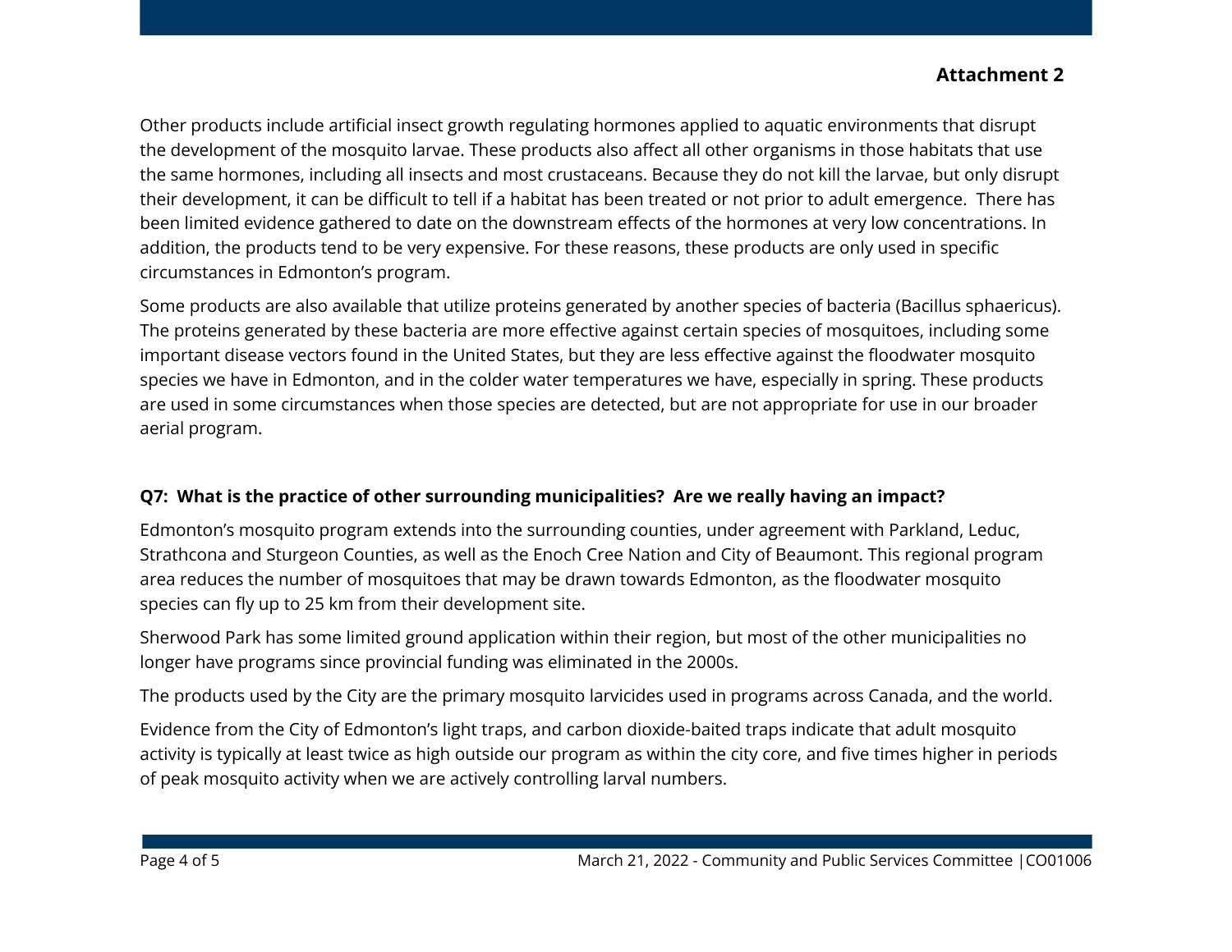Other products include artificial insect growth regulating hormones applied to aquatic environments that disrupt the development of the mosquito larvae. These products also affect all other organisms in those habitats that use the same hormones, including all insects and most crustaceans. Because they do not kill the larvae, but only disrupt their development, it can be difficult to tell if a habitat has been treated or not prior to adult emergence. There has been limited evidence gathered to date on the downstream effects of the hormones at very low concentrations. In addition, the products tend to be very expensive. For these reasons, these products are only used in specific circumstances in Edmonton's program.

Some products are also available that utilize proteins generated by another species of bacteria (Bacillus sphaericus). The proteins generated by these bacteria are more effective against certain species of mosquitoes, including some important disease vectors found in the United States, but they are less effective against the floodwater mosquito species we have in Edmonton, and in the colder water temperatures we have, especially in spring. These products are used in some circumstances when those species are detected, but are not appropriate for use in our broader aerial program.

**Q7: What is the practice of other surrounding municipalities? Are we really having an impact?**

Edmonton's mosquito program extends into the surrounding counties, under agreement with Parkland, Leduc, Strathcona and Sturgeon Counties, as well as the Enoch Cree Nation and City of Beaumont. This regional program area reduces the number of mosquitoes that may be drawn towards Edmonton, as the floodwater mosquito species can fly up to 25 km from their development site.

Sherwood Park has some limited ground application within their region, but most of the other municipalities no longer have programs since provincial funding was eliminated in the 2000s.

The products used by the City are the primary mosquito larvicides used in programs across Canada, and the world.

Evidence from the City of Edmonton's light traps, and carbon dioxide-baited traps indicate that adult mosquito activity is typically at least twice as high outside our program as within the city core, and five times higher in periods of peak mosquito activity when we are actively controlling larval numbers.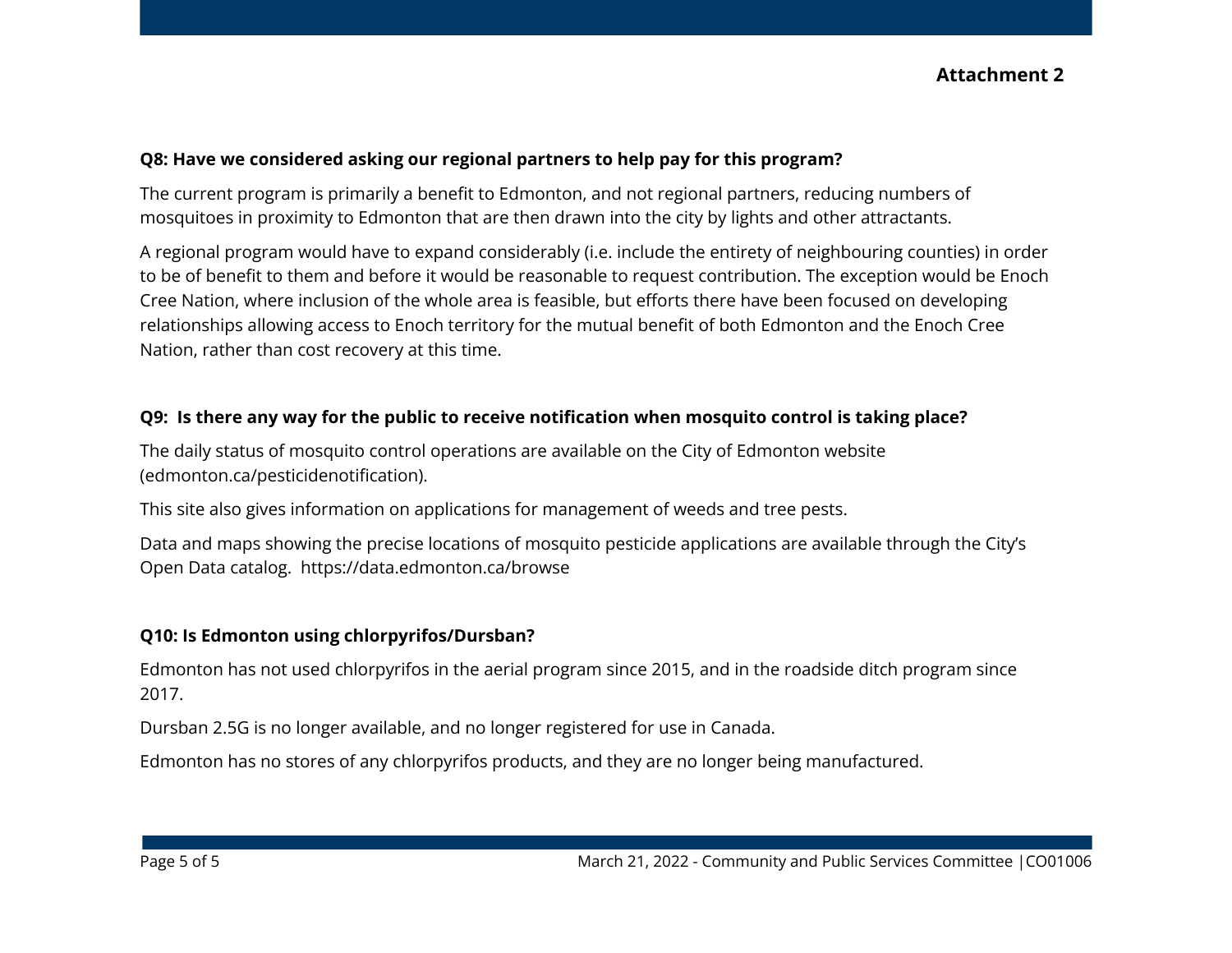**Q8: Have we considered asking our regional partners to help pay for this program?**

The current program is primarily a benefit to Edmonton, and not regional partners, reducing numbers of mosquitoes in proximity to Edmonton that are then drawn into the city by lights and other attractants.

A regional program would have to expand considerably (i.e. include the entirety of neighbouring counties) in order to be of benefit to them and before it would be reasonable to request contribution. The exception would be Enoch Cree Nation, where inclusion of the whole area is feasible, but efforts there have been focused on developing relationships allowing access to Enoch territory for the mutual benefit of both Edmonton and the Enoch Cree Nation, rather than cost recovery at this time.

**Q9: Is there any way for the public to receive notification when mosquito control is taking place?**

The daily status of mosquito control operations are available on the City of Edmonton website (edmonton.ca/pesticidenotification).

This site also gives information on applications for management of weeds and tree pests.

Data and maps showing the precise locations of mosquito pesticide applications are available through the City's Open Data catalog. https://data.edmonton.ca/browse

**Q10: Is Edmonton using chlorpyrifos/Dursban?**

Edmonton has not used chlorpyrifos in the aerial program since 2015, and in the roadside ditch program since 2017.

Dursban 2.5G is no longer available, and no longer registered for use in Canada.

Edmonton has no stores of any chlorpyrifos products, and they are no longer being manufactured.